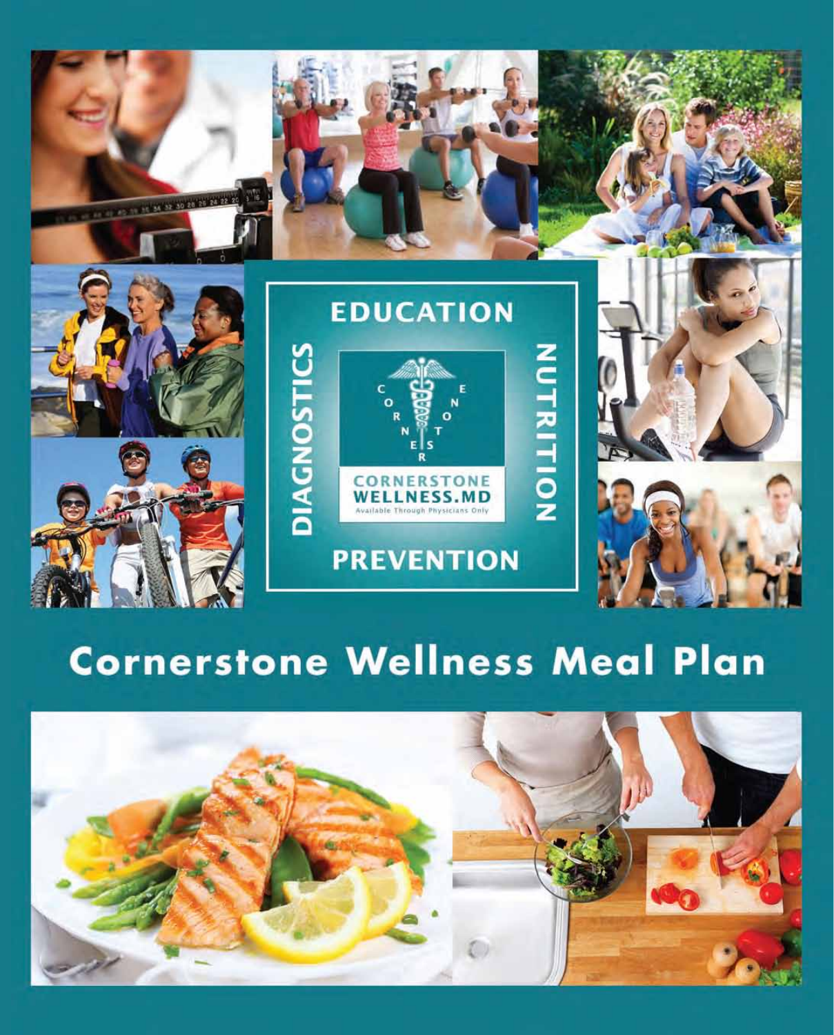EDUCATION

DIAGNOSTICS

NUTRITION

PREVENTION

CORNERSTONE
WELLNESS.MD
Available Through Physicians Only

# Cornerstone Wellness Meal Plan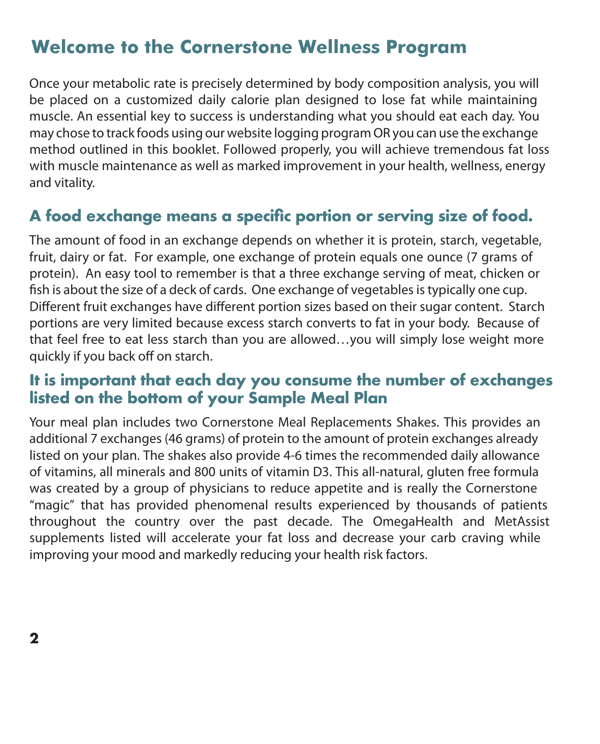# Welcome to the Cornerstone Wellness Program

Once your metabolic rate is precisely determined by body composition analysis, you will be placed on a customized daily calorie plan designed to lose fat while maintaining muscle. An essential key to success is understanding what you should eat each day. You may chose to track foods using our website logging program OR you can use the exchange method outlined in this booklet. Followed properly, you will achieve tremendous fat loss with muscle maintenance as well as marked improvement in your health, wellness, energy and vitality.

## A food exchange means a specific portion or serving size of food.

The amount of food in an exchange depends on whether it is protein, starch, vegetable, fruit, dairy or fat. For example, one exchange of protein equals one ounce (7 grams of protein). An easy tool to remember is that a three exchange serving of meat, chicken or fish is about the size of a deck of cards. One exchange of vegetables is typically one cup. Different fruit exchanges have different portion sizes based on their sugar content. Starch portions are very limited because excess starch converts to fat in your body. Because of that feel free to eat less starch than you are allowed…you will simply lose weight more quickly if you back off on starch.

## It is important that each day you consume the number of exchanges listed on the bottom of your Sample Meal Plan

Your meal plan includes two Cornerstone Meal Replacements Shakes. This provides an additional 7 exchanges (46 grams) of protein to the amount of protein exchanges already listed on your plan. The shakes also provide 4-6 times the recommended daily allowance of vitamins, all minerals and 800 units of vitamin D3. This all-natural, gluten free formula was created by a group of physicians to reduce appetite and is really the Cornerstone "magic" that has provided phenomenal results experienced by thousands of patients throughout the country over the past decade. The OmegaHealth and MetAssist supplements listed will accelerate your fat loss and decrease your carb craving while improving your mood and markedly reducing your health risk factors.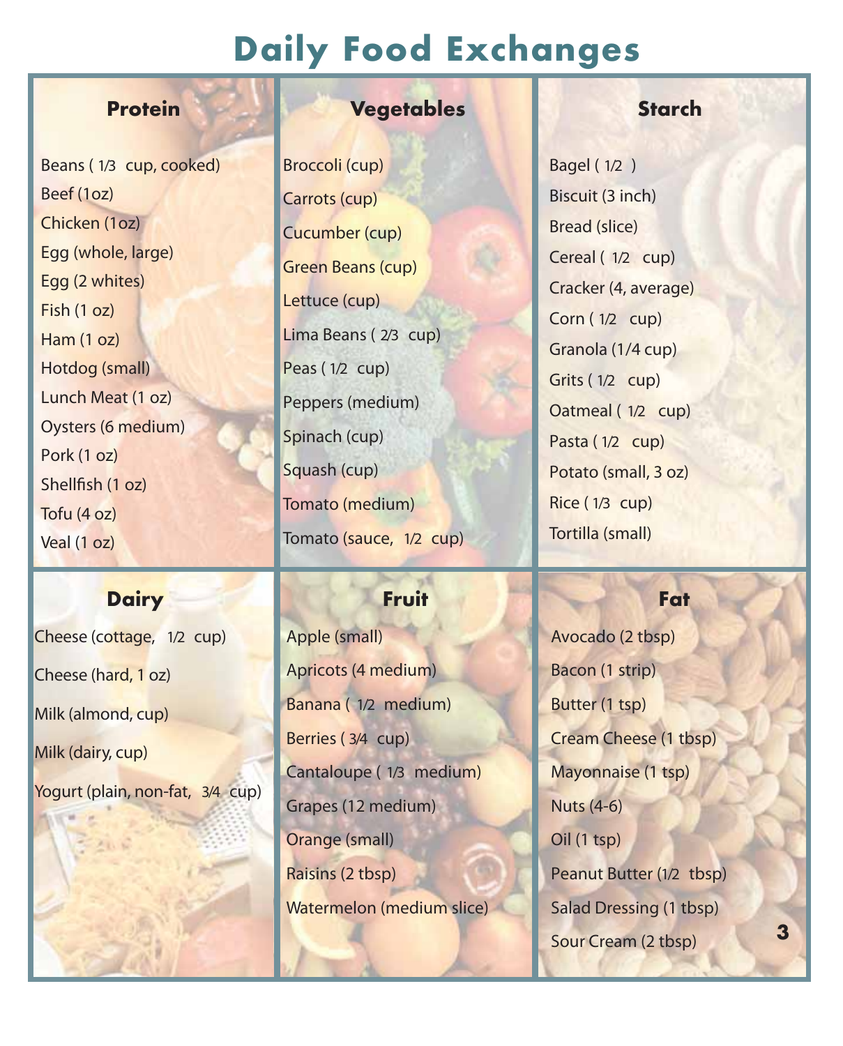# Daily Food Exchanges

## Protein

- Beans ( 1/3 cup, cooked)
- Beef (1oz)
- Chicken (1oz)
- Egg (whole, large)
- Egg (2 whites)
- Fish (1 oz)
- Ham (1 oz)
- Hotdog (small)
- Lunch Meat (1 oz)
- Oysters (6 medium)
- Pork (1 oz)
- Shellfish (1 oz)
- Tofu (4 oz)
- Veal (1 oz)

## Vegetables

- Broccoli (cup)
- Carrots (cup)
- Cucumber (cup)
- Green Beans (cup)
- Lettuce (cup)
- Lima Beans ( 2/3 cup)
- Peas ( 1/2 cup)
- Peppers (medium)
- Spinach (cup)
- Squash (cup)
- Tomato (medium)
- Tomato (sauce, 1/2 cup)

## Starch

- Bagel ( 1/2 )
- Biscuit (3 inch)
- Bread (slice)
- Cereal ( 1/2 cup)
- Cracker (4, average)
- Corn ( 1/2 cup)
- Granola (1/4 cup)
- Grits ( 1/2 cup)
- Oatmeal ( 1/2 cup)
- Pasta ( 1/2 cup)
- Potato (small, 3 oz)
- Rice ( 1/3 cup)
- Tortilla (small)

## Dairy

- Cheese (cottage, 1/2 cup)
- Cheese (hard, 1 oz)
- Milk (almond, cup)
- Milk (dairy, cup)
- Yogurt (plain, non-fat, 3/4 cup)

## Fruit

- Apple (small)
- Apricots (4 medium)
- Banana ( 1/2 medium)
- Berries ( 3/4 cup)
- Cantaloupe ( 1/3 medium)
- Grapes (12 medium)
- Orange (small)
- Raisins (2 tbsp)
- Watermelon (medium slice)

## Fat

- Avocado (2 tbsp)
- Bacon (1 strip)
- Butter (1 tsp)
- Cream Cheese (1 tbsp)
- Mayonnaise (1 tsp)
- Nuts (4-6)
- Oil (1 tsp)
- Peanut Butter (1/2 tbsp)
- Salad Dressing (1 tbsp)
- Sour Cream (2 tbsp)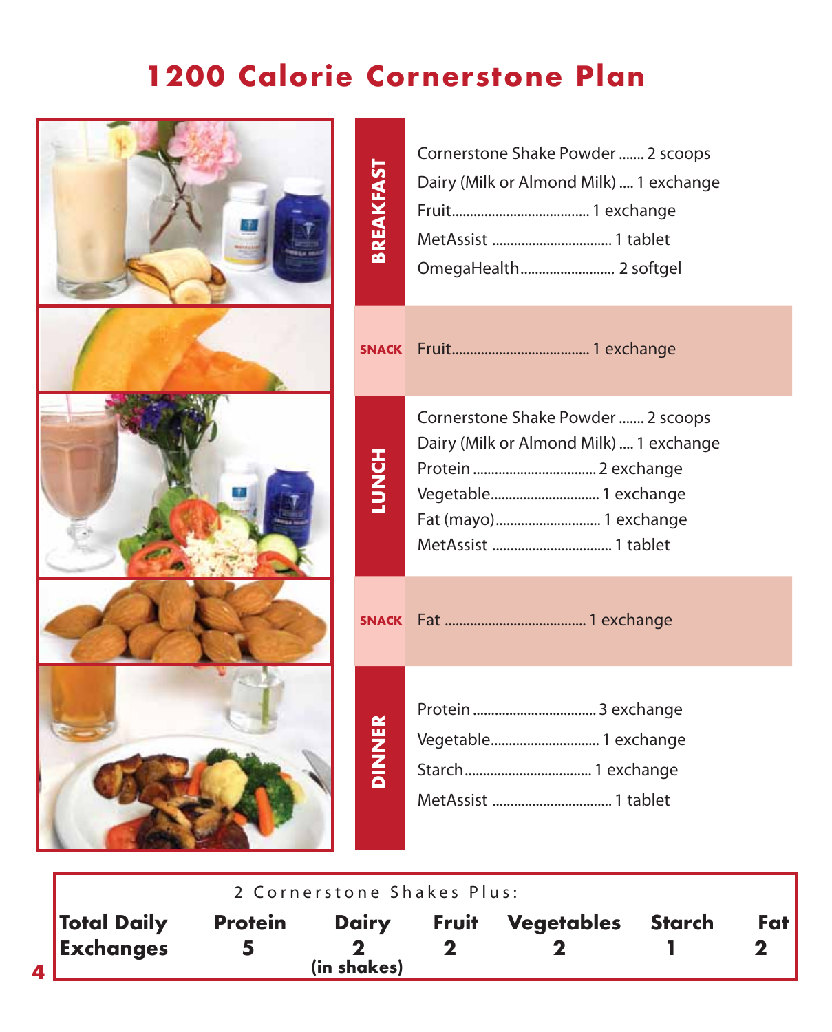# 1200 Calorie Cornerstone Plan

## BREAKFAST

- Cornerstone Shake Powder ....... 2 scoops
- Dairy (Milk or Almond Milk) .... 1 exchange
- Fruit..................................... 1 exchange
- MetAssist ................................ 1 tablet
- OmegaHealth......................... 2 softgel

## SNACK

- Fruit..................................... 1 exchange

## LUNCH

- Cornerstone Shake Powder ....... 2 scoops
- Dairy (Milk or Almond Milk) .... 1 exchange
- Protein ................................. 2 exchange
- Vegetable............................. 1 exchange
- Fat (mayo)............................ 1 exchange
- MetAssist ................................ 1 tablet

## SNACK

- Fat ...................................... 1 exchange

## DINNER

- Protein ................................. 3 exchange
- Vegetable............................. 1 exchange
- Starch.................................. 1 exchange
- MetAssist ................................ 1 tablet

2 Cornerstone Shakes Plus:

| **Total Daily Exchanges** | **Protein** | **Dairy** | **Fruit** | **Vegetables** | **Starch** | **Fat** |
|---|---|---|---|---|---|---|
| | **5** | **2 (in shakes)** | **2** | **2** | **1** | **2** |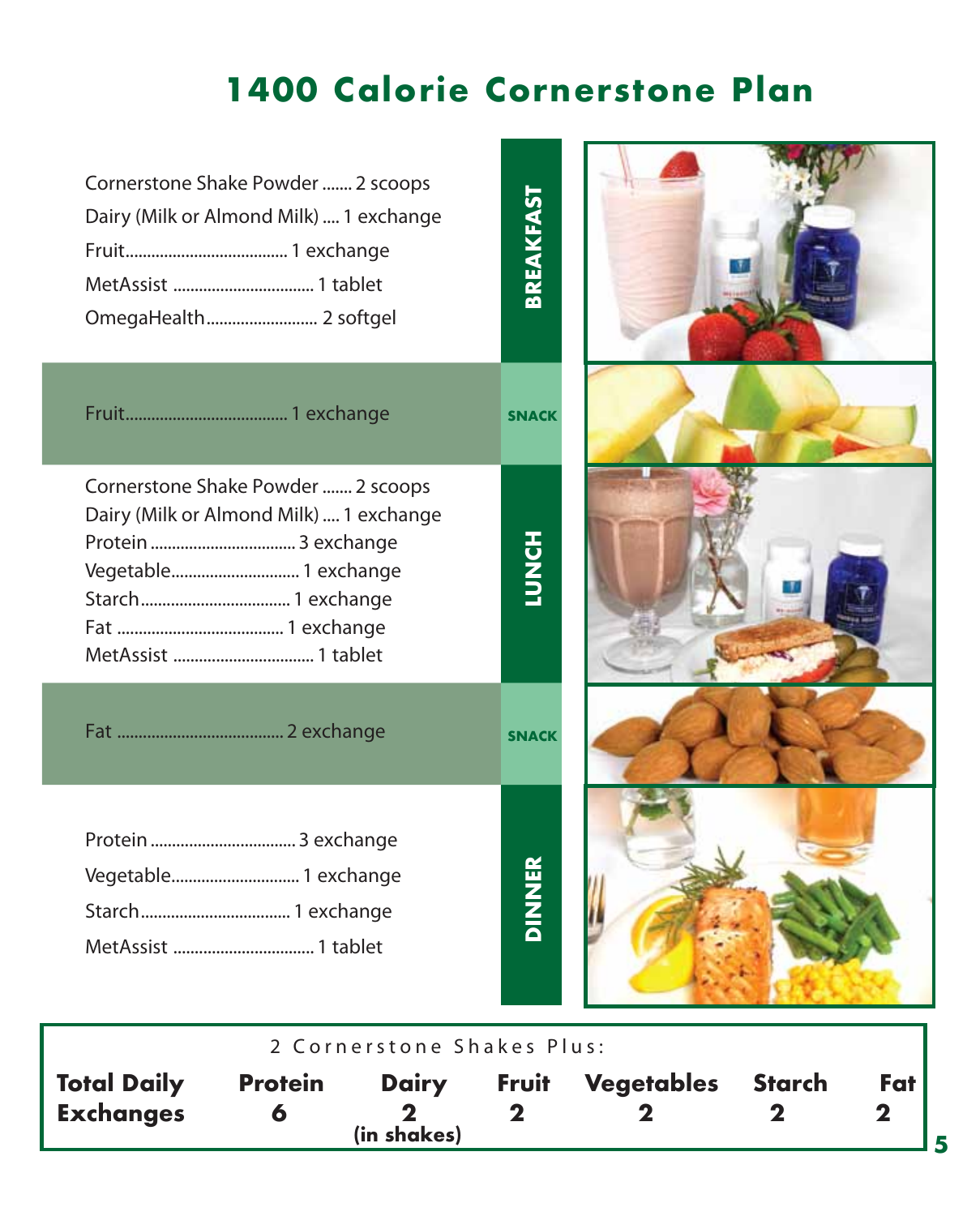# 1400 Calorie Cornerstone Plan

## BREAKFAST

- Cornerstone Shake Powder ....... 2 scoops
- Dairy (Milk or Almond Milk) .... 1 exchange
- Fruit..................................... 1 exchange
- MetAssist ................................ 1 tablet
- OmegaHealth.......................... 2 softgel

## SNACK

- Fruit..................................... 1 exchange

## LUNCH

- Cornerstone Shake Powder ....... 2 scoops
- Dairy (Milk or Almond Milk) .... 1 exchange
- Protein ................................. 3 exchange
- Vegetable............................. 1 exchange
- Starch.................................. 1 exchange
- Fat ....................................... 1 exchange
- MetAssist ................................ 1 tablet

## SNACK

- Fat ....................................... 2 exchange

## DINNER

- Protein ................................. 3 exchange
- Vegetable............................. 1 exchange
- Starch.................................. 1 exchange
- MetAssist ................................ 1 tablet

2 Cornerstone Shakes Plus:

| | Protein | Dairy | Fruit | Vegetables | Starch | Fat |
|---|---|---|---|---|---|---|
| **Total Daily Exchanges** | 6 | 2 (in shakes) | 2 | 2 | 2 | 2 |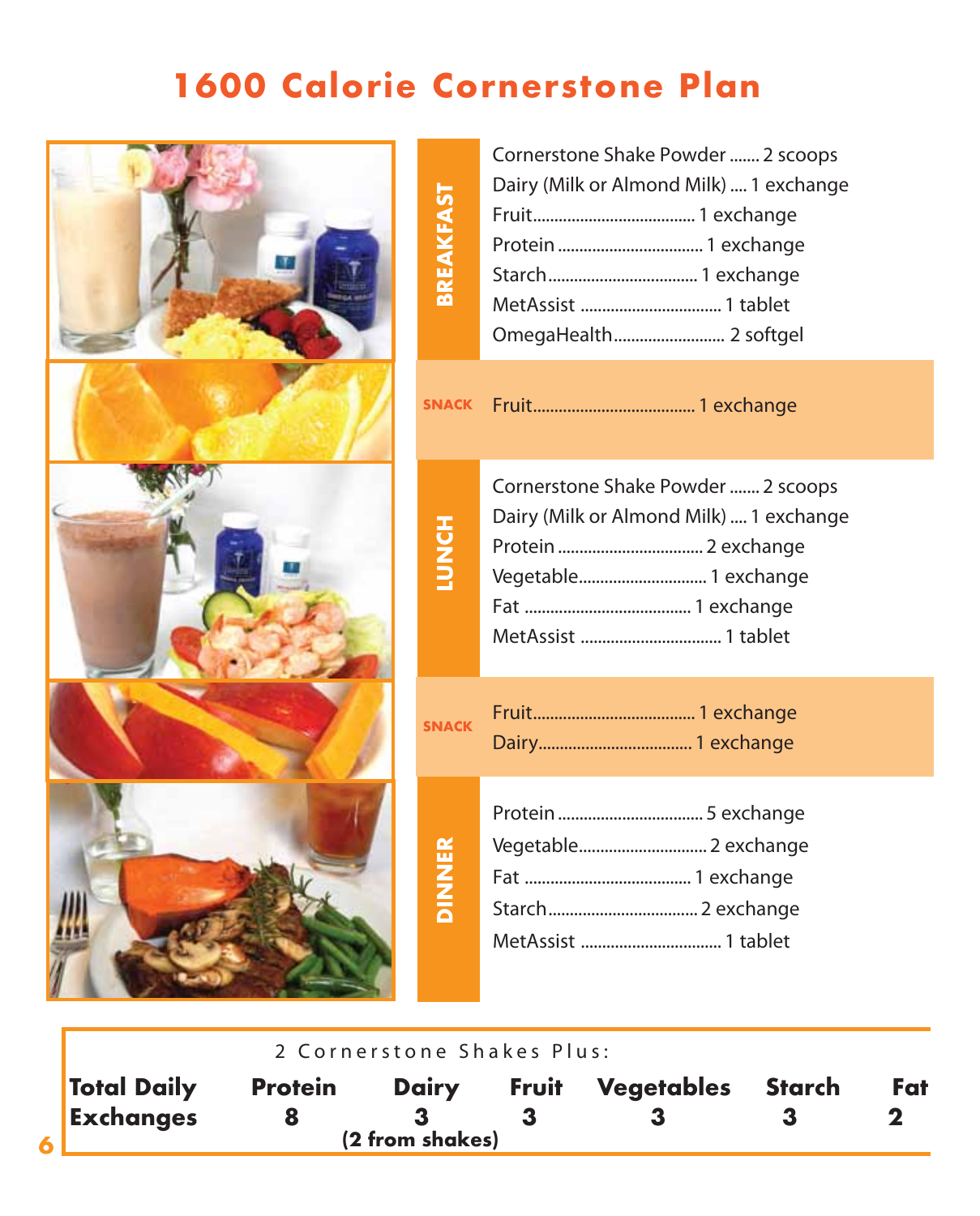# 1600 Calorie Cornerstone Plan

| Meal | Item | Amount |
|---|---|---|
| BREAKFAST | Cornerstone Shake Powder | 2 scoops |
| | Dairy (Milk or Almond Milk) | 1 exchange |
| | Fruit | 1 exchange |
| | Protein | 1 exchange |
| | Starch | 1 exchange |
| | MetAssist | 1 tablet |
| | OmegaHealth | 2 softgel |
| SNACK | Fruit | 1 exchange |
| LUNCH | Cornerstone Shake Powder | 2 scoops |
| | Dairy (Milk or Almond Milk) | 1 exchange |
| | Protein | 2 exchange |
| | Vegetable | 1 exchange |
| | Fat | 1 exchange |
| | MetAssist | 1 tablet |
| SNACK | Fruit | 1 exchange |
| | Dairy | 1 exchange |
| DINNER | Protein | 5 exchange |
| | Vegetable | 2 exchange |
| | Fat | 1 exchange |
| | Starch | 2 exchange |
| | MetAssist | 1 tablet |

2 Cornerstone Shakes Plus:

| Total Daily Exchanges | Protein | Dairy | Fruit | Vegetables | Starch | Fat |
|---|---|---|---|---|---|---|
| | 8 | 3 (2 from shakes) | 3 | 3 | 3 | 2 |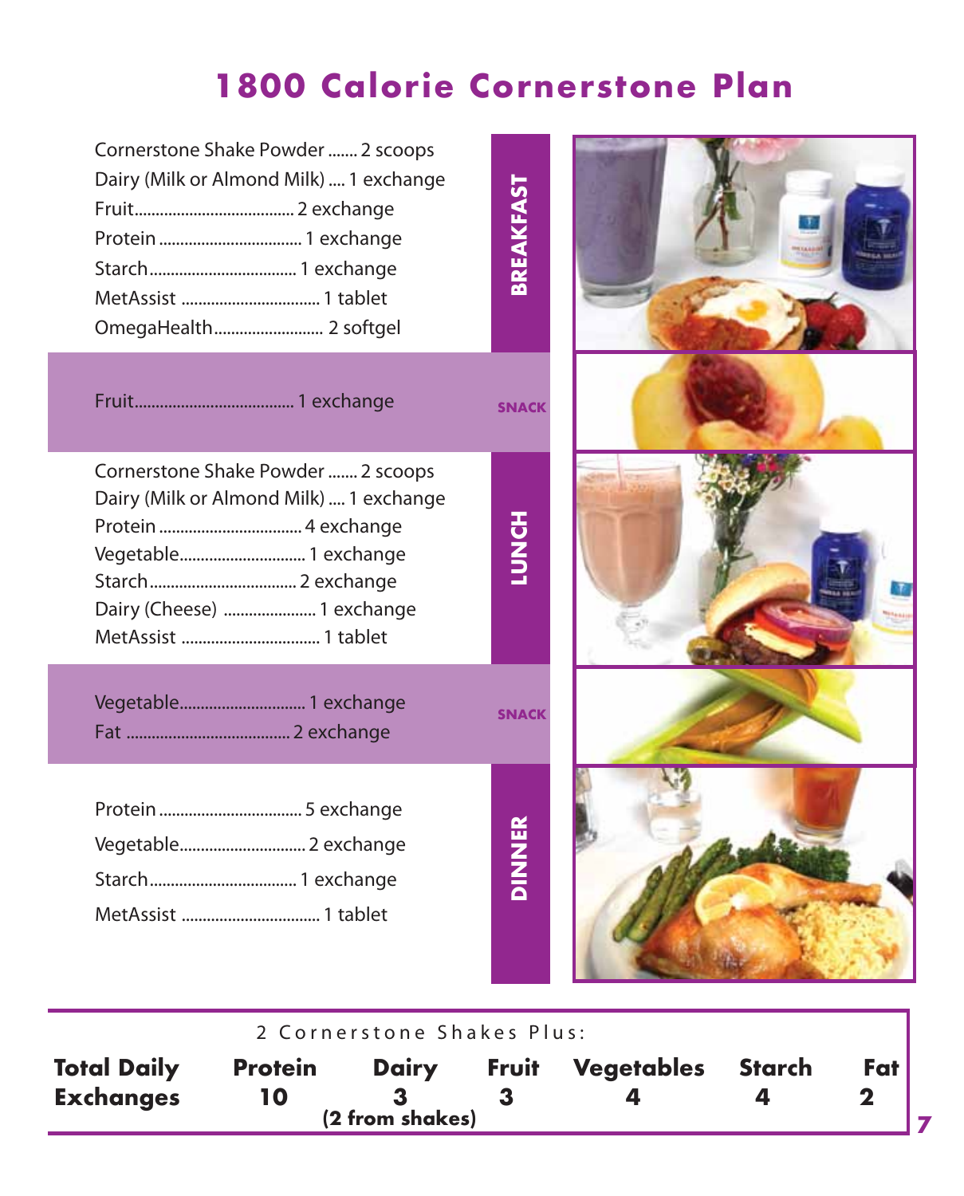# 1800 Calorie Cornerstone Plan

## BREAKFAST

- Cornerstone Shake Powder ....... 2 scoops
- Dairy (Milk or Almond Milk) .... 1 exchange
- Fruit...................................... 2 exchange
- Protein .................................. 1 exchange
- Starch................................... 1 exchange
- MetAssist ................................ 1 tablet
- OmegaHealth.......................... 2 softgel

## SNACK

- Fruit...................................... 1 exchange

## LUNCH

- Cornerstone Shake Powder ....... 2 scoops
- Dairy (Milk or Almond Milk) .... 1 exchange
- Protein .................................. 4 exchange
- Vegetable.............................. 1 exchange
- Starch................................... 2 exchange
- Dairy (Cheese) ...................... 1 exchange
- MetAssist ................................ 1 tablet

## SNACK

- Vegetable.............................. 1 exchange
- Fat ....................................... 2 exchange

## DINNER

- Protein .................................. 5 exchange
- Vegetable.............................. 2 exchange
- Starch................................... 1 exchange
- MetAssist ................................ 1 tablet

2 Cornerstone Shakes Plus:

| Total Daily Exchanges | Protein | Dairy | Fruit | Vegetables | Starch | Fat |
|---|---|---|---|---|---|---|
| | 10 | 3 (2 from shakes) | 3 | 4 | 4 | 2 |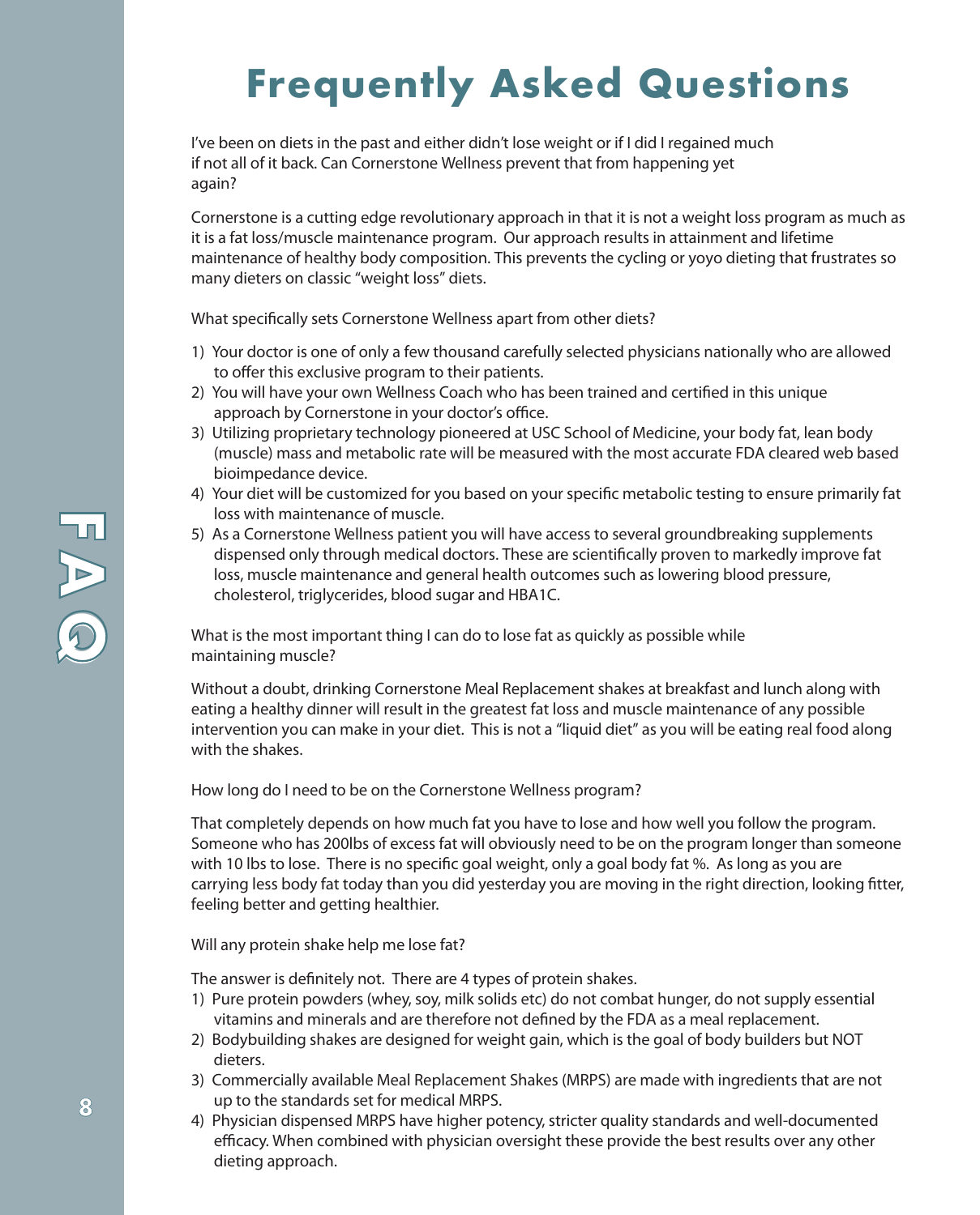# Frequently Asked Questions

I've been on diets in the past and either didn't lose weight or if I did I regained much if not all of it back. Can Cornerstone Wellness prevent that from happening yet again?

Cornerstone is a cutting edge revolutionary approach in that it is not a weight loss program as much as it is a fat loss/muscle maintenance program. Our approach results in attainment and lifetime maintenance of healthy body composition. This prevents the cycling or yoyo dieting that frustrates so many dieters on classic "weight loss" diets.

What specifically sets Cornerstone Wellness apart from other diets?

1) Your doctor is one of only a few thousand carefully selected physicians nationally who are allowed to offer this exclusive program to their patients.
2) You will have your own Wellness Coach who has been trained and certified in this unique approach by Cornerstone in your doctor's office.
3) Utilizing proprietary technology pioneered at USC School of Medicine, your body fat, lean body (muscle) mass and metabolic rate will be measured with the most accurate FDA cleared web based bioimpedance device.
4) Your diet will be customized for you based on your specific metabolic testing to ensure primarily fat loss with maintenance of muscle.
5) As a Cornerstone Wellness patient you will have access to several groundbreaking supplements dispensed only through medical doctors. These are scientifically proven to markedly improve fat loss, muscle maintenance and general health outcomes such as lowering blood pressure, cholesterol, triglycerides, blood sugar and HBA1C.

What is the most important thing I can do to lose fat as quickly as possible while maintaining muscle?

Without a doubt, drinking Cornerstone Meal Replacement shakes at breakfast and lunch along with eating a healthy dinner will result in the greatest fat loss and muscle maintenance of any possible intervention you can make in your diet. This is not a "liquid diet" as you will be eating real food along with the shakes.

How long do I need to be on the Cornerstone Wellness program?

That completely depends on how much fat you have to lose and how well you follow the program. Someone who has 200lbs of excess fat will obviously need to be on the program longer than someone with 10 lbs to lose. There is no specific goal weight, only a goal body fat %. As long as you are carrying less body fat today than you did yesterday you are moving in the right direction, looking fitter, feeling better and getting healthier.

Will any protein shake help me lose fat?

The answer is definitely not. There are 4 types of protein shakes.

1) Pure protein powders (whey, soy, milk solids etc) do not combat hunger, do not supply essential vitamins and minerals and are therefore not defined by the FDA as a meal replacement.
2) Bodybuilding shakes are designed for weight gain, which is the goal of body builders but NOT dieters.
3) Commercially available Meal Replacement Shakes (MRPS) are made with ingredients that are not up to the standards set for medical MRPS.
4) Physician dispensed MRPS have higher potency, stricter quality standards and well-documented efficacy. When combined with physician oversight these provide the best results over any other dieting approach.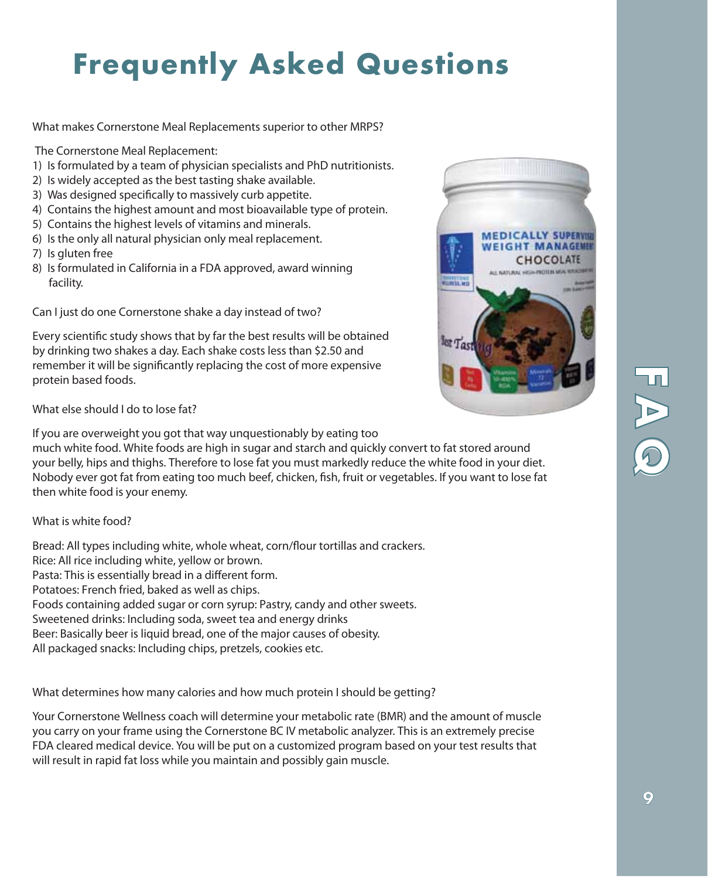# Frequently Asked Questions

What makes Cornerstone Meal Replacements superior to other MRPS?

The Cornerstone Meal Replacement:

1) Is formulated by a team of physician specialists and PhD nutritionists.
2) Is widely accepted as the best tasting shake available.
3) Was designed specifically to massively curb appetite.
4) Contains the highest amount and most bioavailable type of protein.
5) Contains the highest levels of vitamins and minerals.
6) Is the only all natural physician only meal replacement.
7) Is gluten free
8) Is formulated in California in a FDA approved, award winning facility.

Can I just do one Cornerstone shake a day instead of two?

Every scientific study shows that by far the best results will be obtained by drinking two shakes a day. Each shake costs less than $2.50 and remember it will be significantly replacing the cost of more expensive protein based foods.

What else should I do to lose fat?

If you are overweight you got that way unquestionably by eating too much white food. White foods are high in sugar and starch and quickly convert to fat stored around your belly, hips and thighs. Therefore to lose fat you must markedly reduce the white food in your diet. Nobody ever got fat from eating too much beef, chicken, fish, fruit or vegetables. If you want to lose fat then white food is your enemy.

What is white food?

Bread: All types including white, whole wheat, corn/flour tortillas and crackers.
Rice: All rice including white, yellow or brown.
Pasta: This is essentially bread in a different form.
Potatoes: French fried, baked as well as chips.
Foods containing added sugar or corn syrup: Pastry, candy and other sweets.
Sweetened drinks: Including soda, sweet tea and energy drinks
Beer: Basically beer is liquid bread, one of the major causes of obesity.
All packaged snacks: Including chips, pretzels, cookies etc.

What determines how many calories and how much protein I should be getting?

Your Cornerstone Wellness coach will determine your metabolic rate (BMR) and the amount of muscle you carry on your frame using the Cornerstone BC IV metabolic analyzer. This is an extremely precise FDA cleared medical device. You will be put on a customized program based on your test results that will result in rapid fat loss while you maintain and possibly gain muscle.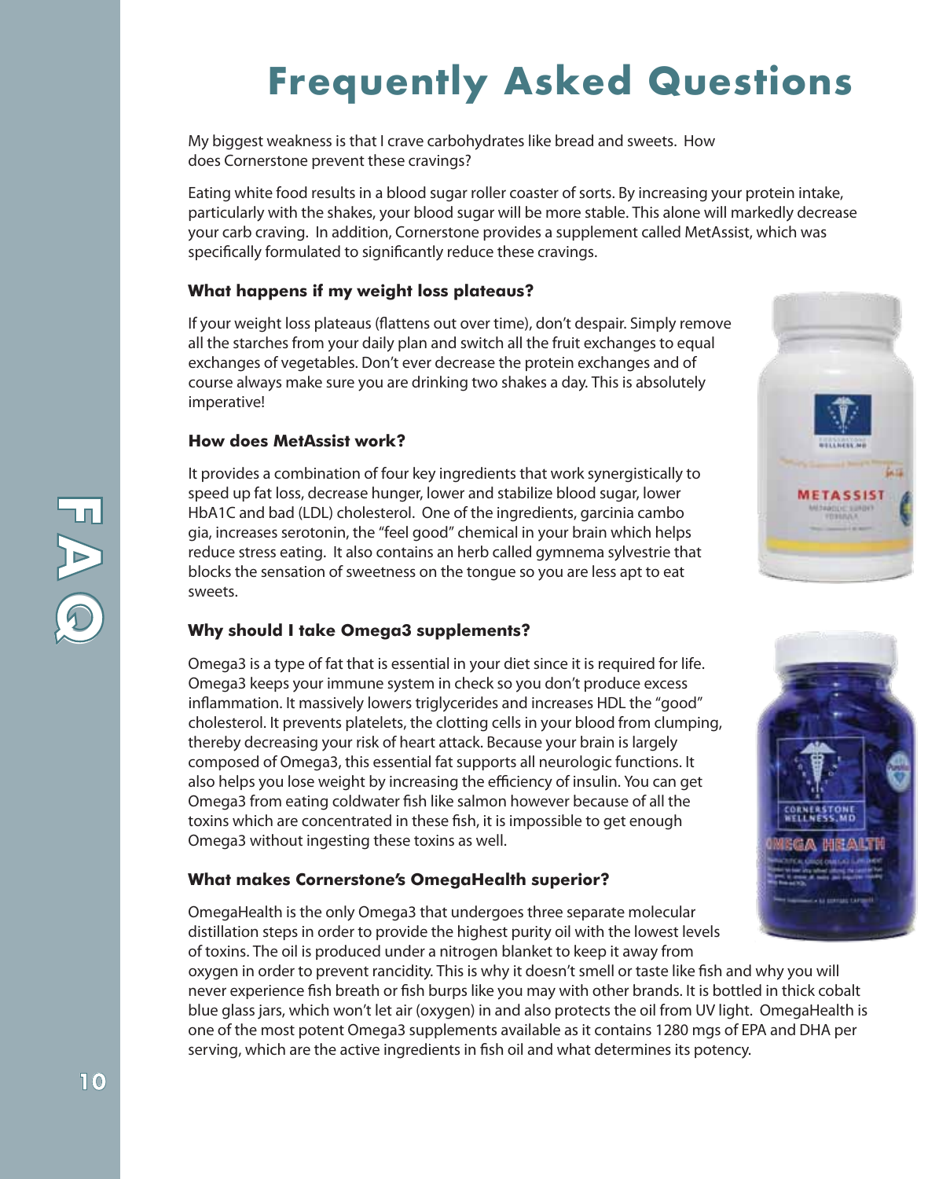# Frequently Asked Questions

My biggest weakness is that I crave carbohydrates like bread and sweets. How does Cornerstone prevent these cravings?

Eating white food results in a blood sugar roller coaster of sorts. By increasing your protein intake, particularly with the shakes, your blood sugar will be more stable. This alone will markedly decrease your carb craving. In addition, Cornerstone provides a supplement called MetAssist, which was specifically formulated to significantly reduce these cravings.

### What happens if my weight loss plateaus?

If your weight loss plateaus (flattens out over time), don't despair. Simply remove all the starches from your daily plan and switch all the fruit exchanges to equal exchanges of vegetables. Don't ever decrease the protein exchanges and of course always make sure you are drinking two shakes a day. This is absolutely imperative!

### How does MetAssist work?

It provides a combination of four key ingredients that work synergistically to speed up fat loss, decrease hunger, lower and stabilize blood sugar, lower HbA1C and bad (LDL) cholesterol. One of the ingredients, garcinia cambo gia, increases serotonin, the "feel good" chemical in your brain which helps reduce stress eating. It also contains an herb called gymnema sylvestrie that blocks the sensation of sweetness on the tongue so you are less apt to eat sweets.

### Why should I take Omega3 supplements?

Omega3 is a type of fat that is essential in your diet since it is required for life. Omega3 keeps your immune system in check so you don't produce excess inflammation. It massively lowers triglycerides and increases HDL the "good" cholesterol. It prevents platelets, the clotting cells in your blood from clumping, thereby decreasing your risk of heart attack. Because your brain is largely composed of Omega3, this essential fat supports all neurologic functions. It also helps you lose weight by increasing the efficiency of insulin. You can get Omega3 from eating coldwater fish like salmon however because of all the toxins which are concentrated in these fish, it is impossible to get enough Omega3 without ingesting these toxins as well.

### What makes Cornerstone's OmegaHealth superior?

OmegaHealth is the only Omega3 that undergoes three separate molecular distillation steps in order to provide the highest purity oil with the lowest levels of toxins. The oil is produced under a nitrogen blanket to keep it away from oxygen in order to prevent rancidity. This is why it doesn't smell or taste like fish and why you will never experience fish breath or fish burps like you may with other brands. It is bottled in thick cobalt blue glass jars, which won't let air (oxygen) in and also protects the oil from UV light. OmegaHealth is one of the most potent Omega3 supplements available as it contains 1280 mgs of EPA and DHA per serving, which are the active ingredients in fish oil and what determines its potency.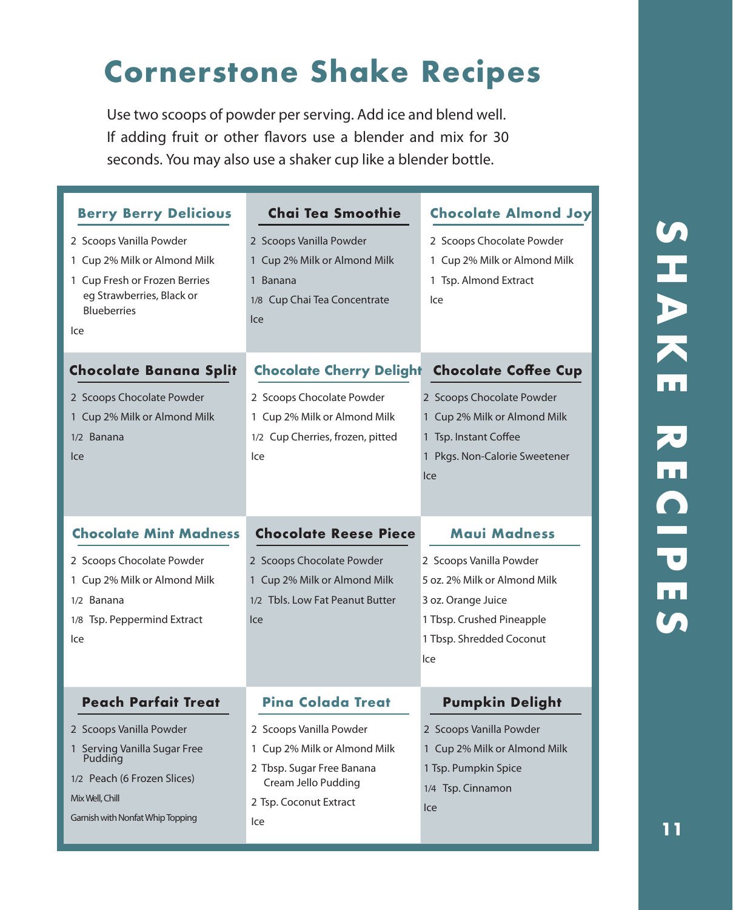# Cornerstone Shake Recipes

Use two scoops of powder per serving. Add ice and blend well. If adding fruit or other flavors use a blender and mix for 30 seconds. You may also use a shaker cup like a blender bottle.

### Berry Berry Delicious

- 2 Scoops Vanilla Powder
- 1 Cup 2% Milk or Almond Milk
- 1 Cup Fresh or Frozen Berries eg Strawberries, Black or Blueberries
- Ice

### Chai Tea Smoothie

- 2 Scoops Vanilla Powder
- 1 Cup 2% Milk or Almond Milk
- 1 Banana
- 1/8 Cup Chai Tea Concentrate
- Ice

### Chocolate Almond Joy

- 2 Scoops Chocolate Powder
- 1 Cup 2% Milk or Almond Milk
- 1 Tsp. Almond Extract
- Ice

### Chocolate Banana Split

- 2 Scoops Chocolate Powder
- 1 Cup 2% Milk or Almond Milk
- 1/2 Banana
- Ice

### Chocolate Cherry Delight

- 2 Scoops Chocolate Powder
- 1 Cup 2% Milk or Almond Milk
- 1/2 Cup Cherries, frozen, pitted
- Ice

### Chocolate Coffee Cup

- 2 Scoops Chocolate Powder
- 1 Cup 2% Milk or Almond Milk
- 1 Tsp. Instant Coffee
- 1 Pkgs. Non-Calorie Sweetener
- Ice

### Chocolate Mint Madness

- 2 Scoops Chocolate Powder
- 1 Cup 2% Milk or Almond Milk
- 1/2 Banana
- 1/8 Tsp. Peppermind Extract
- Ice

### Chocolate Reese Piece

- 2 Scoops Chocolate Powder
- 1 Cup 2% Milk or Almond Milk
- 1/2 Tbls. Low Fat Peanut Butter
- Ice

### Maui Madness

- 2 Scoops Vanilla Powder
- 5 oz. 2% Milk or Almond Milk
- 3 oz. Orange Juice
- 1 Tbsp. Crushed Pineapple
- 1 Tbsp. Shredded Coconut
- Ice

### Peach Parfait Treat

- 2 Scoops Vanilla Powder
- 1 Serving Vanilla Sugar Free Pudding
- 1/2 Peach (6 Frozen Slices)
- Mix Well, Chill
- Garnish with Nonfat Whip Topping

### Pina Colada Treat

- 2 Scoops Vanilla Powder
- 1 Cup 2% Milk or Almond Milk
- 2 Tbsp. Sugar Free Banana Cream Jello Pudding
- 2 Tsp. Coconut Extract
- Ice

### Pumpkin Delight

- 2 Scoops Vanilla Powder
- 1 Cup 2% Milk or Almond Milk
- 1 Tsp. Pumpkin Spice
- 1/4 Tsp. Cinnamon
- Ice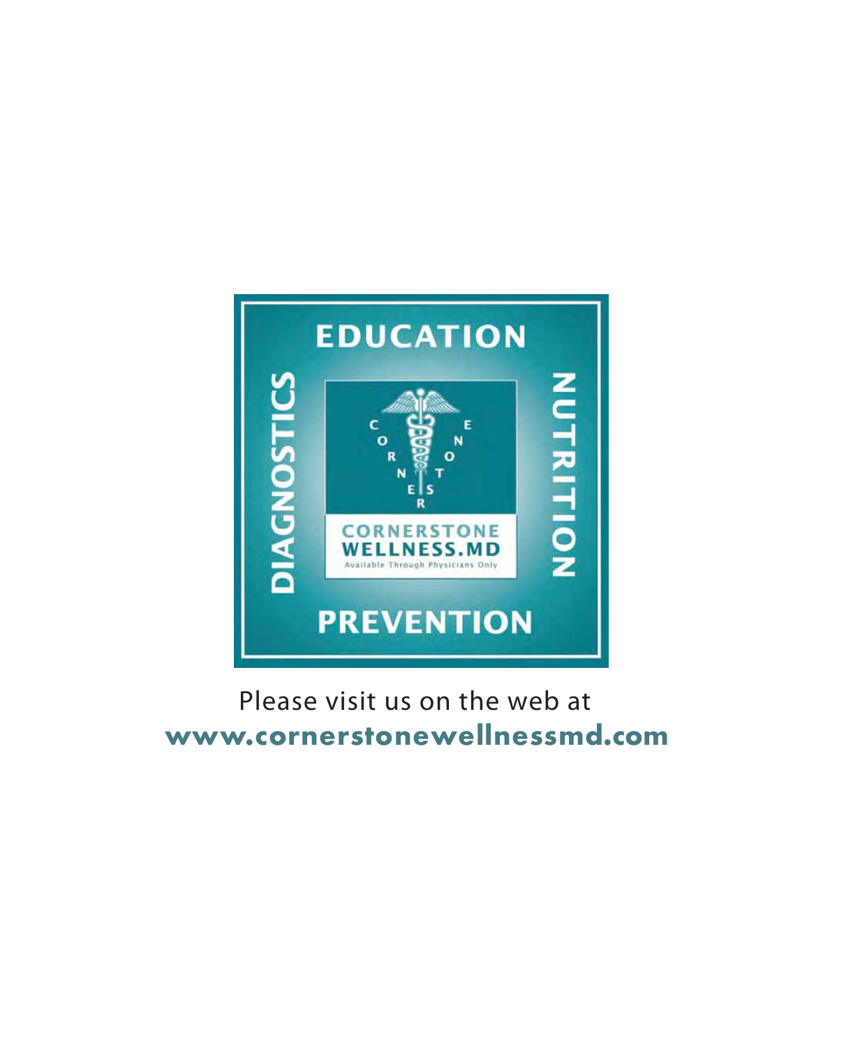EDUCATION

DIAGNOSTICS

NUTRITION

PREVENTION

CORNERSTONE
WELLNESS.MD
Available Through Physicians Only

Please visit us on the web at
**www.cornerstonewellnessmd.com**